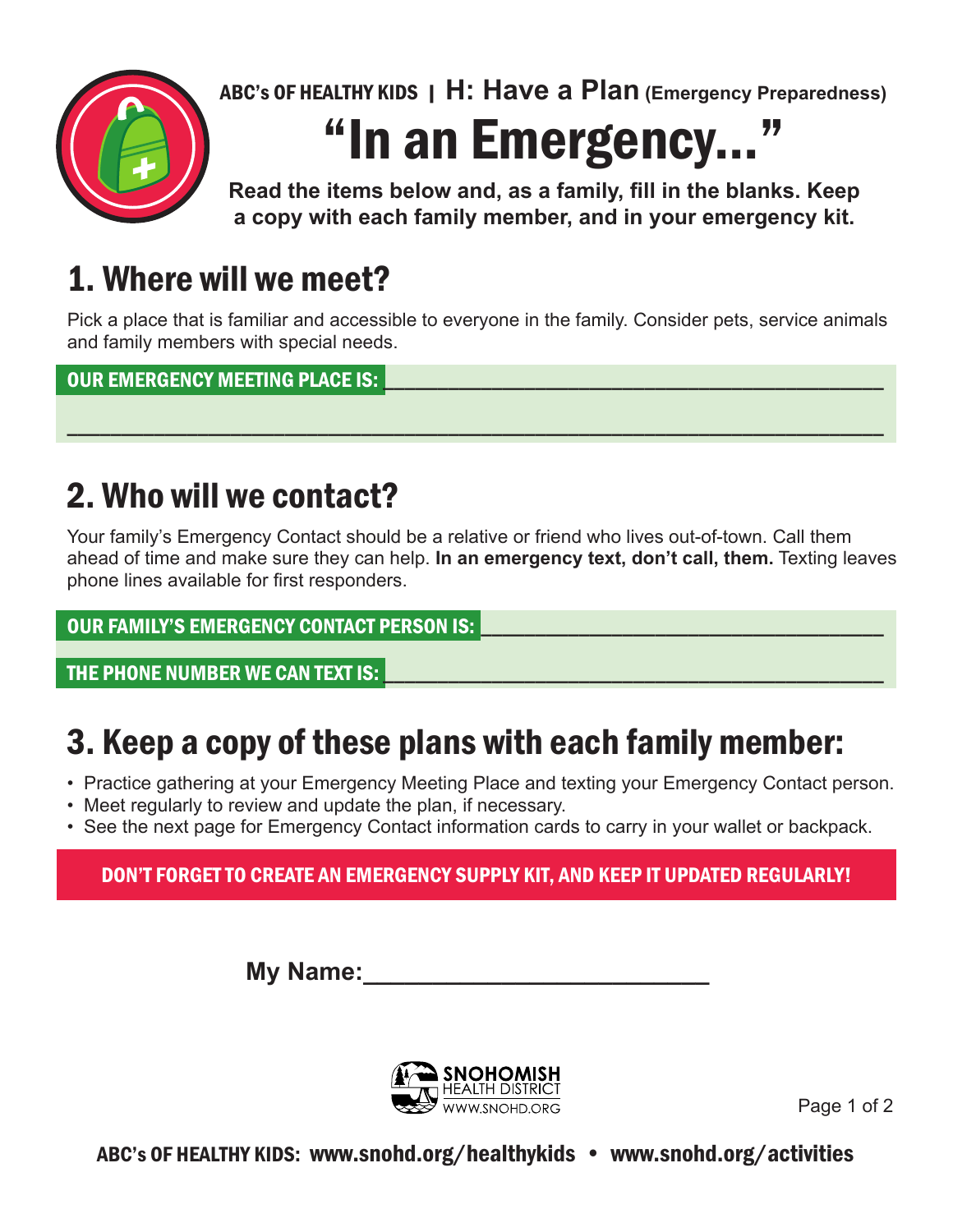ABC's OF HEALTHY KIDS | **H: Have a Plan** (Emergency Preparedness)

# "In an Emergency..."

**Read the items below and, as a family, fill in the blanks. Keep a copy with each family member, and in your emergency kit.**

## 1. Where will we meet?

Pick a place that is familiar and accessible to everyone in the family. Consider pets, service animals and family members with special needs.

**OUR EMERGENCY MEETING PLACE IS:** ________________________________________

______________________________________________________________________

## 2. Who will we contact?

Your family's Emergency Contact should be a relative or friend who lives out-of-town. Call them ahead of time and make sure they can help. **In an emergency text, don't call, them.** Texting leaves phone lines available for first responders.

**OUR FAMILY'S EMERGENCY CONTACT PERSON IS:** ________________________________

**THE PHONE NUMBER WE CAN TEXT IS:** ________________________________________

## 3. Keep a copy of these plans with each family member:

- Practice gathering at your Emergency Meeting Place and texting your Emergency Contact person.
- Meet regularly to review and update the plan, if necessary.
- See the next page for Emergency Contact information cards to carry in your wallet or backpack.

**DON'T FORGET TO CREATE AN EMERGENCY SUPPLY KIT, AND KEEP IT UPDATED REGULARLY!**

**My Name:** ____________________________

SNOHOMISH HEALTH DISTRICT
WWW.SNOHD.ORG

ABC's OF HEALTHY KIDS: www.snohd.org/healthykids • www.snohd.org/activities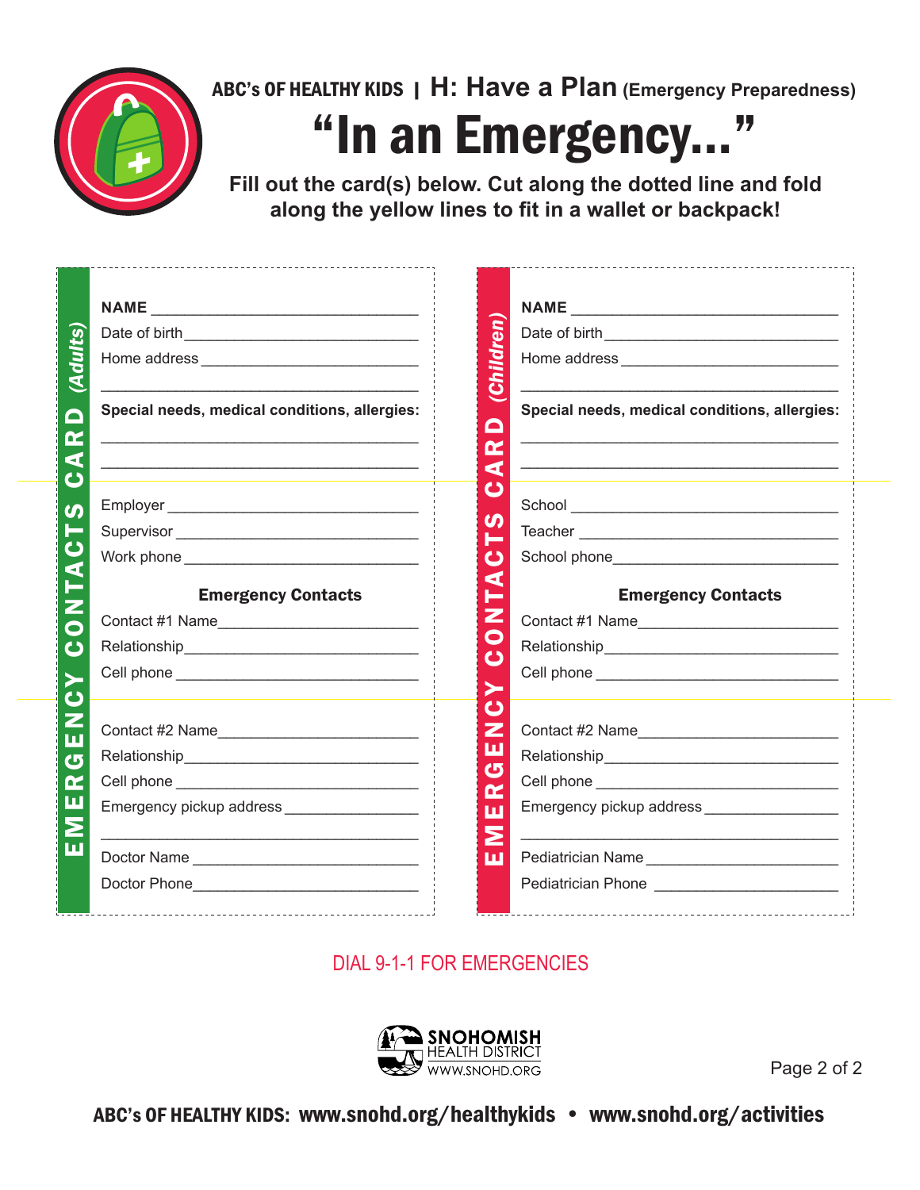ABC's OF HEALTHY KIDS | **H: Have a Plan** (Emergency Preparedness)

# "In an Emergency..."

**Fill out the card(s) below. Cut along the dotted line and fold along the yellow lines to fit in a wallet or backpack!**

## EMERGENCY CONTACTS CARD *(Adults)*

**NAME** ______________________________

Date of birth ______________________________

Home address ______________________________

______________________________

**Special needs, medical conditions, allergies:**

______________________________

______________________________

Employer ______________________________

Supervisor ______________________________

Work phone ______________________________

**Emergency Contacts**

Contact #1 Name ______________________________

Relationship ______________________________

Cell phone ______________________________

Contact #2 Name ______________________________

Relationship ______________________________

Cell phone ______________________________

Emergency pickup address ______________________________

______________________________

Doctor Name ______________________________

Doctor Phone ______________________________

## EMERGENCY CONTACTS CARD *(Children)*

**NAME** ______________________________

Date of birth ______________________________

Home address ______________________________

______________________________

**Special needs, medical conditions, allergies:**

______________________________

______________________________

School ______________________________

Teacher ______________________________

School phone ______________________________

**Emergency Contacts**

Contact #1 Name ______________________________

Relationship ______________________________

Cell phone ______________________________

Contact #2 Name ______________________________

Relationship ______________________________

Cell phone ______________________________

Emergency pickup address ______________________________

______________________________

Pediatrician Name ______________________________

Pediatrician Phone ______________________________

DIAL 9-1-1 FOR EMERGENCIES

SNOHOMISH HEALTH DISTRICT
WWW.SNOHD.ORG

ABC's OF HEALTHY KIDS: www.snohd.org/healthykids • www.snohd.org/activities